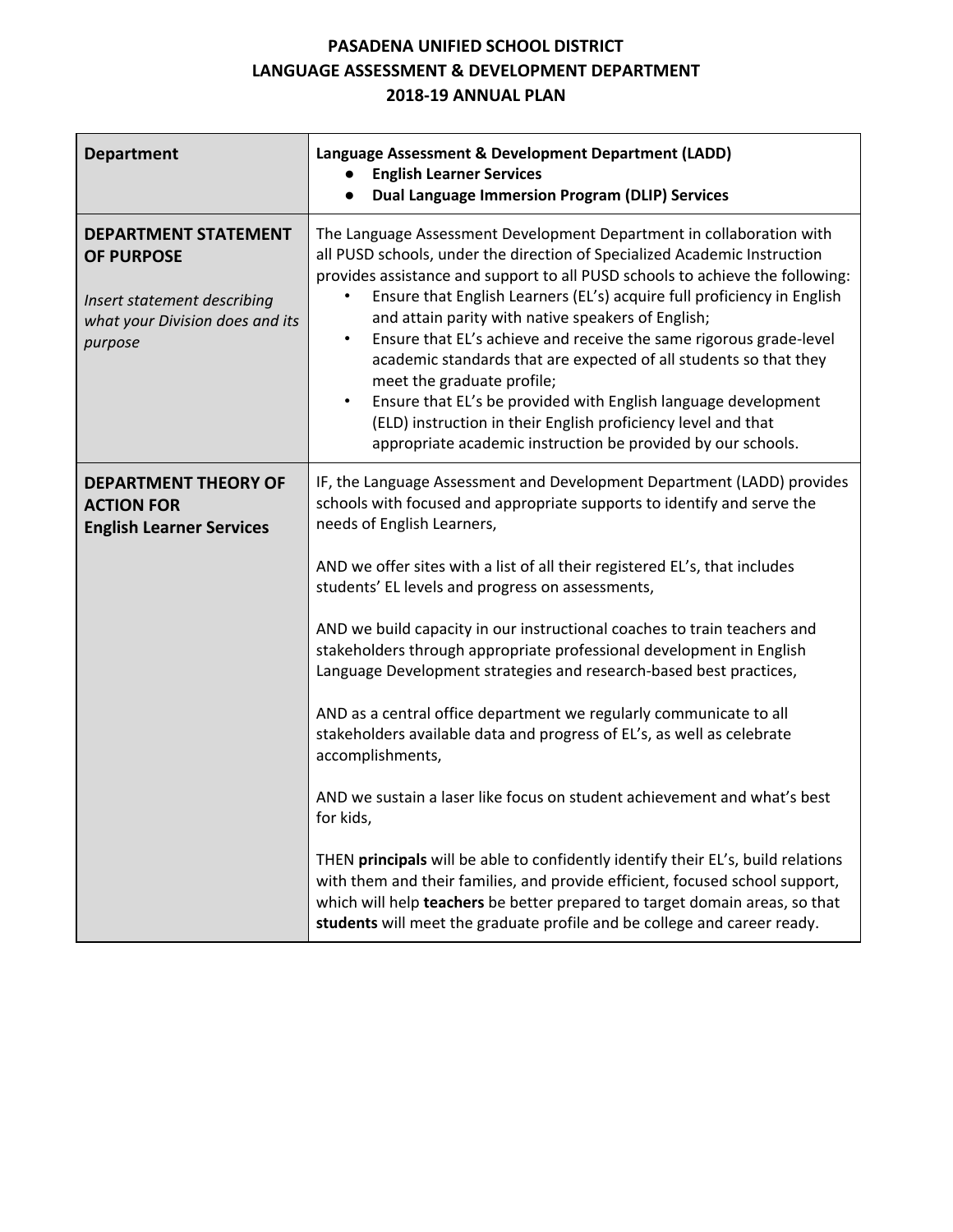# PASADENA UNIFIED SCHOOL DISTRICT
# LANGUAGE ASSESSMENT & DEVELOPMENT DEPARTMENT
# 2018-19 ANNUAL PLAN

| **Department** | **Language Assessment & Development Department (LADD)**<br>● **English Learner Services**<br>● **Dual Language Immersion Program (DLIP) Services** |
|---|---|
| **DEPARTMENT STATEMENT OF PURPOSE**<br><br>*Insert statement describing what your Division does and its purpose* | The Language Assessment Development Department in collaboration with all PUSD schools, under the direction of Specialized Academic Instruction provides assistance and support to all PUSD schools to achieve the following:<br>• Ensure that English Learners (EL's) acquire full proficiency in English and attain parity with native speakers of English;<br>• Ensure that EL's achieve and receive the same rigorous grade-level academic standards that are expected of all students so that they meet the graduate profile;<br>• Ensure that EL's be provided with English language development (ELD) instruction in their English proficiency level and that appropriate academic instruction be provided by our schools. |
| **DEPARTMENT THEORY OF ACTION FOR English Learner Services** | IF, the Language Assessment and Development Department (LADD) provides schools with focused and appropriate supports to identify and serve the needs of English Learners,<br><br>AND we offer sites with a list of all their registered EL's, that includes students' EL levels and progress on assessments,<br><br>AND we build capacity in our instructional coaches to train teachers and stakeholders through appropriate professional development in English Language Development strategies and research-based best practices,<br><br>AND as a central office department we regularly communicate to all stakeholders available data and progress of EL's, as well as celebrate accomplishments,<br><br>AND we sustain a laser like focus on student achievement and what's best for kids,<br><br>THEN **principals** will be able to confidently identify their EL's, build relations with them and their families, and provide efficient, focused school support, which will help **teachers** be better prepared to target domain areas, so that **students** will meet the graduate profile and be college and career ready. |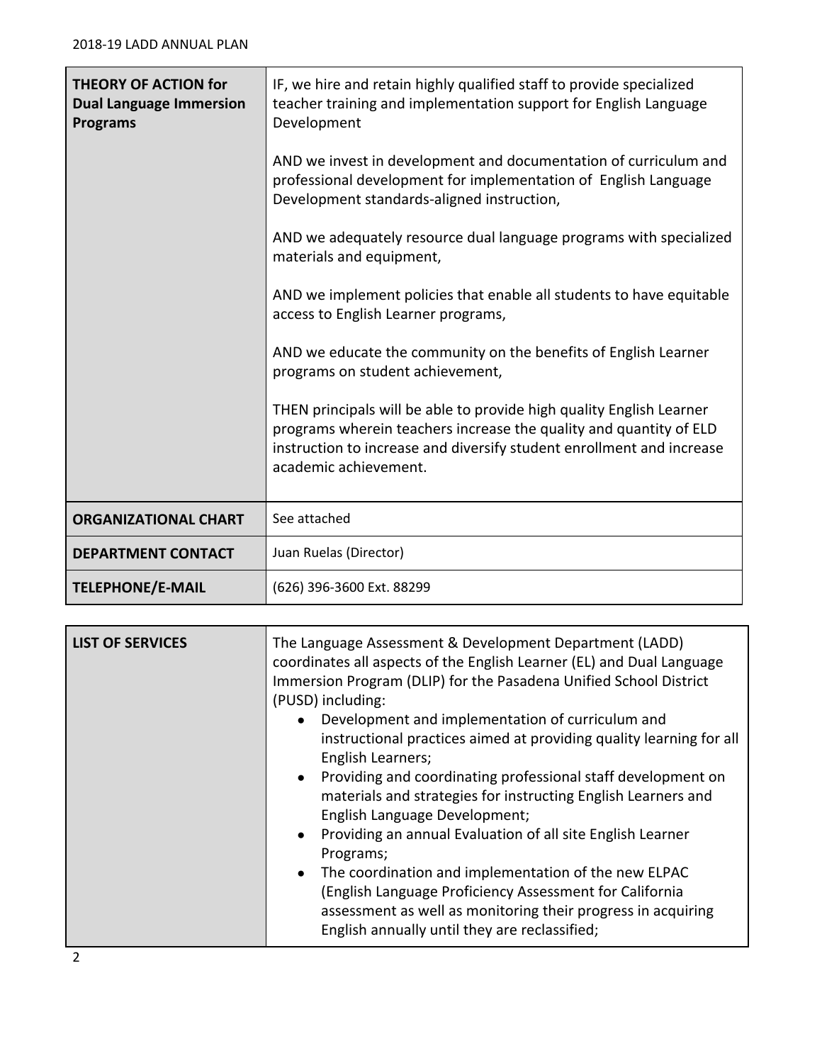| THEORY OF ACTION for Dual Language Immersion Programs | IF, we hire and retain highly qualified staff to provide specialized teacher training and implementation support for English Language Development<br><br>AND we invest in development and documentation of curriculum and professional development for implementation of English Language Development standards-aligned instruction,<br><br>AND we adequately resource dual language programs with specialized materials and equipment,<br><br>AND we implement policies that enable all students to have equitable access to English Learner programs,<br><br>AND we educate the community on the benefits of English Learner programs on student achievement,<br><br>THEN principals will be able to provide high quality English Learner programs wherein teachers increase the quality and quantity of ELD instruction to increase and diversify student enrollment and increase academic achievement. |
|---|---|
| **ORGANIZATIONAL CHART** | See attached |
| **DEPARTMENT CONTACT** | Juan Ruelas (Director) |
| **TELEPHONE/E-MAIL** | (626) 396-3600 Ext. 88299 |

| LIST OF SERVICES | The Language Assessment & Development Department (LADD) coordinates all aspects of the English Learner (EL) and Dual Language Immersion Program (DLIP) for the Pasadena Unified School District (PUSD) including:<br>• Development and implementation of curriculum and instructional practices aimed at providing quality learning for all English Learners;<br>• Providing and coordinating professional staff development on materials and strategies for instructing English Learners and English Language Development;<br>• Providing an annual Evaluation of all site English Learner Programs;<br>• The coordination and implementation of the new ELPAC (English Language Proficiency Assessment for California assessment as well as monitoring their progress in acquiring English annually until they are reclassified; |
|---|---|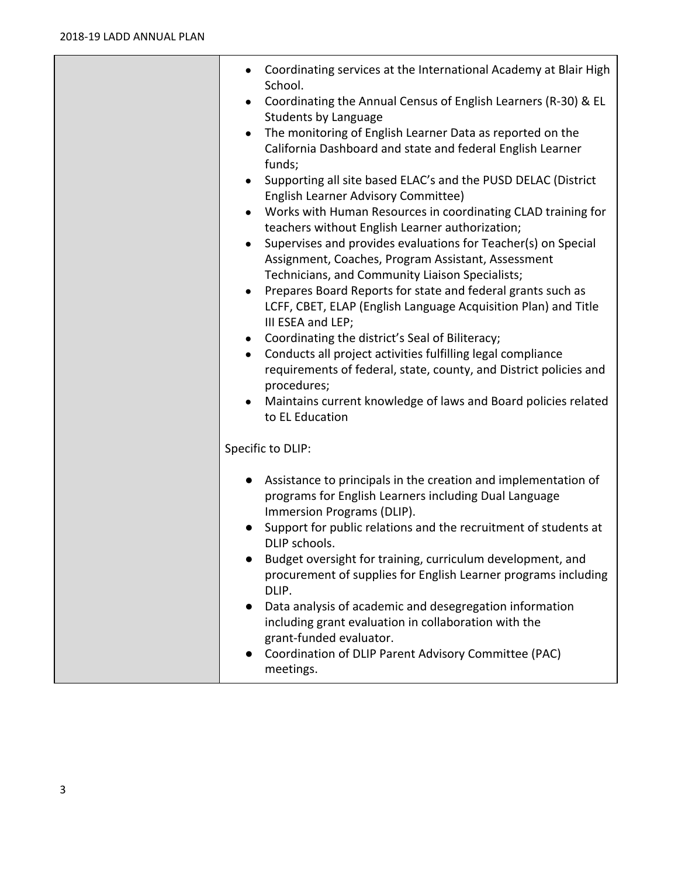| | |
|---|---|
| | • Coordinating services at the International Academy at Blair High School.<br>• Coordinating the Annual Census of English Learners (R-30) & EL Students by Language<br>• The monitoring of English Learner Data as reported on the California Dashboard and state and federal English Learner funds;<br>• Supporting all site based ELAC's and the PUSD DELAC (District English Learner Advisory Committee)<br>• Works with Human Resources in coordinating CLAD training for teachers without English Learner authorization;<br>• Supervises and provides evaluations for Teacher(s) on Special Assignment, Coaches, Program Assistant, Assessment Technicians, and Community Liaison Specialists;<br>• Prepares Board Reports for state and federal grants such as LCFF, CBET, ELAP (English Language Acquisition Plan) and Title III ESEA and LEP;<br>• Coordinating the district's Seal of Biliteracy;<br>• Conducts all project activities fulfilling legal compliance requirements of federal, state, county, and District policies and procedures;<br>• Maintains current knowledge of laws and Board policies related to EL Education<br><br>Specific to DLIP:<br><br>• Assistance to principals in the creation and implementation of programs for English Learners including Dual Language Immersion Programs (DLIP).<br>• Support for public relations and the recruitment of students at DLIP schools.<br>• Budget oversight for training, curriculum development, and procurement of supplies for English Learner programs including DLIP.<br>• Data analysis of academic and desegregation information including grant evaluation in collaboration with the grant-funded evaluator.<br>• Coordination of DLIP Parent Advisory Committee (PAC) meetings. |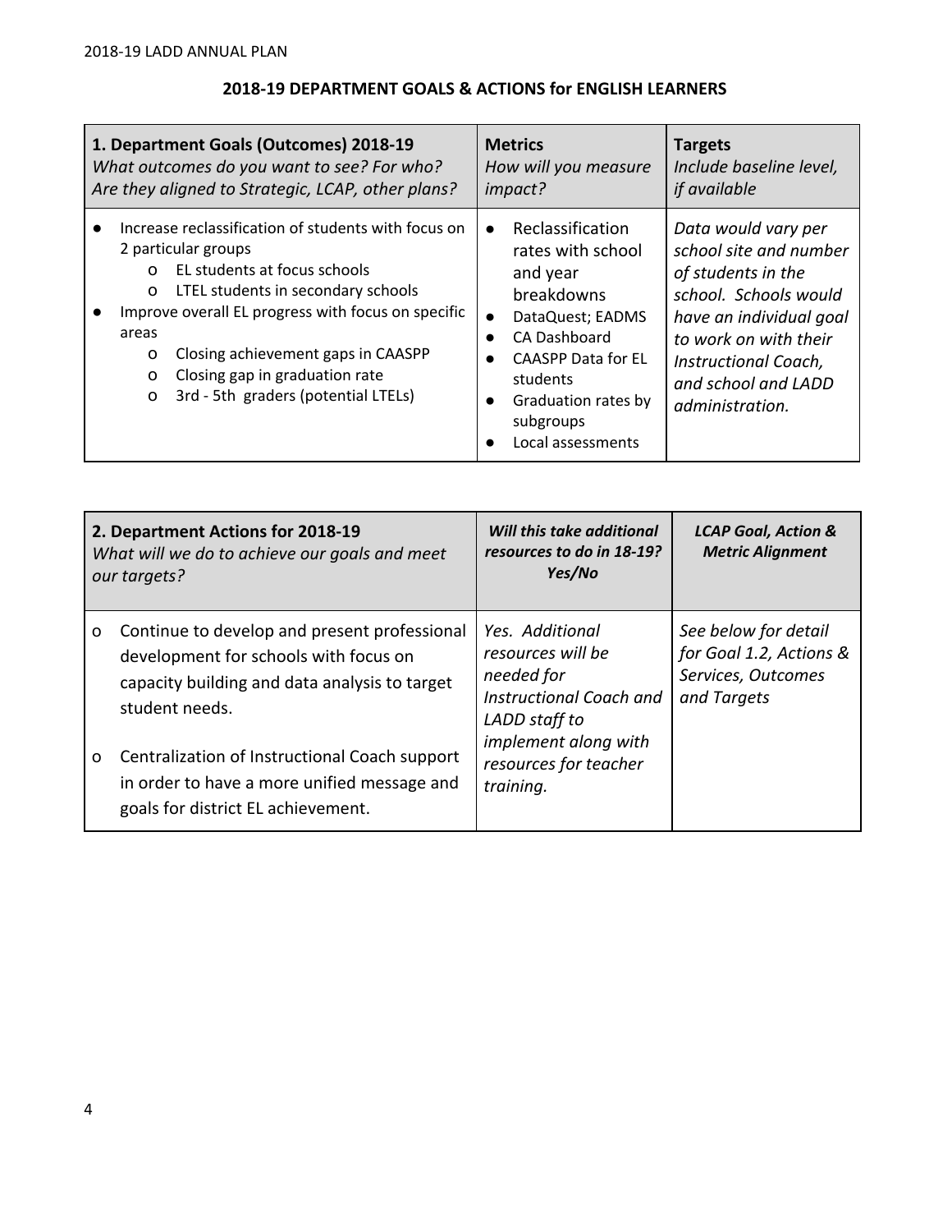## 2018-19 DEPARTMENT GOALS & ACTIONS for ENGLISH LEARNERS

| **1. Department Goals (Outcomes) 2018-19**<br>*What outcomes do you want to see? For who? Are they aligned to Strategic, LCAP, other plans?* | **Metrics**<br>*How will you measure impact?* | **Targets**<br>*Include baseline level, if available* |
|---|---|---|
| ● Increase reclassification of students with focus on 2 particular groups<br>  o EL students at focus schools<br>  o LTEL students in secondary schools<br>● Improve overall EL progress with focus on specific areas<br>  o Closing achievement gaps in CAASPP<br>  o Closing gap in graduation rate<br>  o 3rd - 5th graders (potential LTELs) | ● Reclassification rates with school and year breakdowns<br>● DataQuest; EADMS<br>● CA Dashboard<br>● CAASPP Data for EL students<br>● Graduation rates by subgroups<br>● Local assessments | *Data would vary per school site and number of students in the school. Schools would have an individual goal to work on with their Instructional Coach, and school and LADD administration.* |

| **2. Department Actions for 2018-19**<br>*What will we do to achieve our goals and meet our targets?* | ***Will this take additional resources to do in 18-19? Yes/No*** | ***LCAP Goal, Action & Metric Alignment*** |
|---|---|---|
| o Continue to develop and present professional development for schools with focus on capacity building and data analysis to target student needs.<br><br>o Centralization of Instructional Coach support in order to have a more unified message and goals for district EL achievement. | *Yes. Additional resources will be needed for Instructional Coach and LADD staff to implement along with resources for teacher training.* | *See below for detail for Goal 1.2, Actions & Services, Outcomes and Targets* |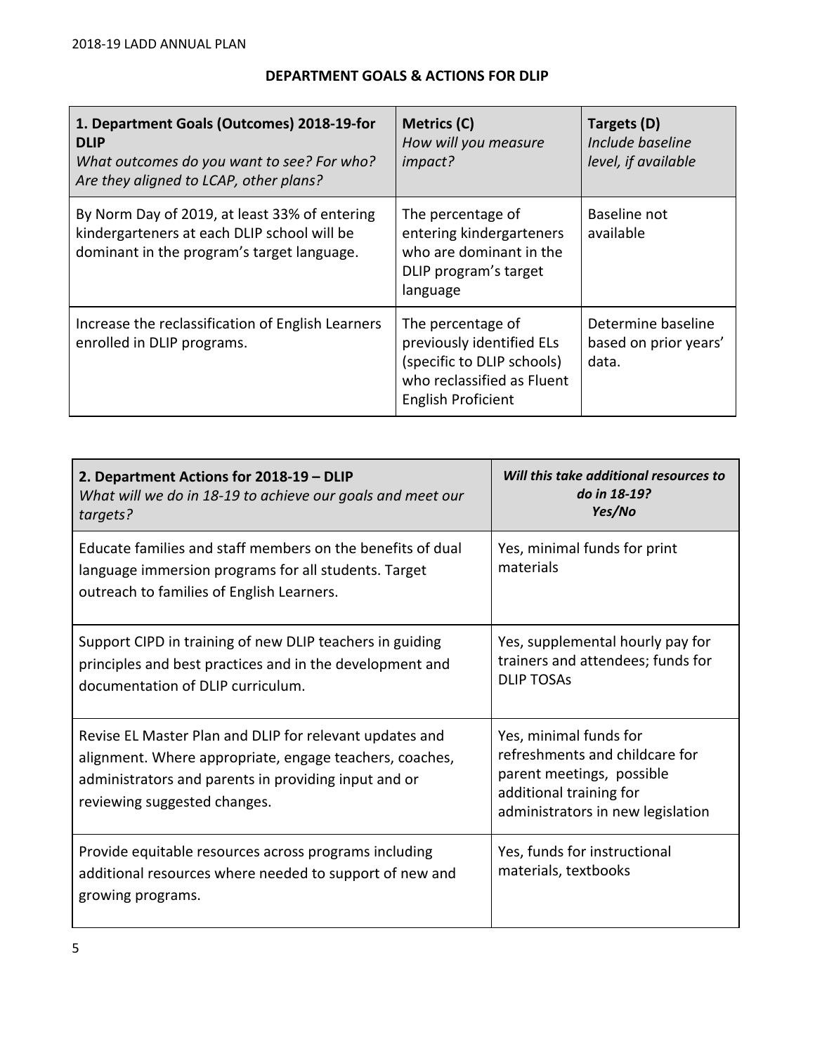## DEPARTMENT GOALS & ACTIONS FOR DLIP

| **1. Department Goals (Outcomes) 2018-19-for DLIP** *What outcomes do you want to see? For who? Are they aligned to LCAP, other plans?* | **Metrics (C)** *How will you measure impact?* | **Targets (D)** *Include baseline level, if available* |
|---|---|---|
| By Norm Day of 2019, at least 33% of entering kindergarteners at each DLIP school will be dominant in the program's target language. | The percentage of entering kindergarteners who are dominant in the DLIP program's target language | Baseline not available |
| Increase the reclassification of English Learners enrolled in DLIP programs. | The percentage of previously identified ELs (specific to DLIP schools) who reclassified as Fluent English Proficient | Determine baseline based on prior years' data. |

| **2. Department Actions for 2018-19 – DLIP** *What will we do in 18-19 to achieve our goals and meet our targets?* | ***Will this take additional resources to do in 18-19? Yes/No*** |
|---|---|
| Educate families and staff members on the benefits of dual language immersion programs for all students. Target outreach to families of English Learners. | Yes, minimal funds for print materials |
| Support CIPD in training of new DLIP teachers in guiding principles and best practices and in the development and documentation of DLIP curriculum. | Yes, supplemental hourly pay for trainers and attendees; funds for DLIP TOSAs |
| Revise EL Master Plan and DLIP for relevant updates and alignment. Where appropriate, engage teachers, coaches, administrators and parents in providing input and or reviewing suggested changes. | Yes, minimal funds for refreshments and childcare for parent meetings, possible additional training for administrators in new legislation |
| Provide equitable resources across programs including additional resources where needed to support of new and growing programs. | Yes, funds for instructional materials, textbooks |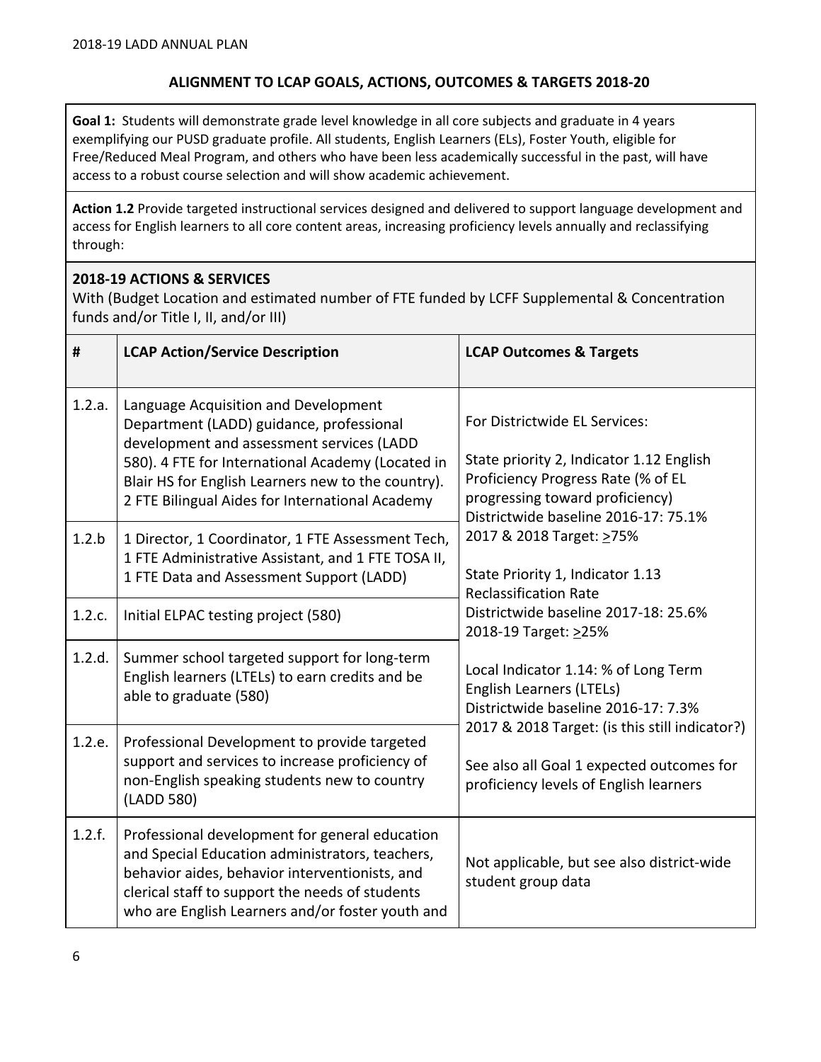## ALIGNMENT TO LCAP GOALS, ACTIONS, OUTCOMES & TARGETS 2018-20

**Goal 1:** Students will demonstrate grade level knowledge in all core subjects and graduate in 4 years exemplifying our PUSD graduate profile. All students, English Learners (ELs), Foster Youth, eligible for Free/Reduced Meal Program, and others who have been less academically successful in the past, will have access to a robust course selection and will show academic achievement.

**Action 1.2** Provide targeted instructional services designed and delivered to support language development and access for English learners to all core content areas, increasing proficiency levels annually and reclassifying through:

**2018-19 ACTIONS & SERVICES**
With (Budget Location and estimated number of FTE funded by LCFF Supplemental & Concentration funds and/or Title I, II, and/or III)

| # | LCAP Action/Service Description | LCAP Outcomes & Targets |
|---|---|---|
| 1.2.a. | Language Acquisition and Development Department (LADD) guidance, professional development and assessment services (LADD 580). 4 FTE for International Academy (Located in Blair HS for English Learners new to the country). 2 FTE Bilingual Aides for International Academy | For Districtwide EL Services:<br><br>State priority 2, Indicator 1.12 English Proficiency Progress Rate (% of EL progressing toward proficiency)<br>Districtwide baseline 2016-17: 75.1%<br>2017 & 2018 Target: ≥75%<br><br>State Priority 1, Indicator 1.13 Reclassification Rate<br>Districtwide baseline 2017-18: 25.6%<br>2018-19 Target: ≥25%<br><br>Local Indicator 1.14: % of Long Term English Learners (LTELs)<br>Districtwide baseline 2016-17: 7.3%<br>2017 & 2018 Target: (is this still indicator?)<br><br>See also all Goal 1 expected outcomes for proficiency levels of English learners |
| 1.2.b | 1 Director, 1 Coordinator, 1 FTE Assessment Tech, 1 FTE Administrative Assistant, and 1 FTE TOSA II, 1 FTE Data and Assessment Support (LADD) | |
| 1.2.c. | Initial ELPAC testing project (580) | |
| 1.2.d. | Summer school targeted support for long-term English learners (LTELs) to earn credits and be able to graduate (580) | |
| 1.2.e. | Professional Development to provide targeted support and services to increase proficiency of non-English speaking students new to country (LADD 580) | |
| 1.2.f. | Professional development for general education and Special Education administrators, teachers, behavior aides, behavior interventionists, and clerical staff to support the needs of students who are English Learners and/or foster youth and | Not applicable, but see also district-wide student group data |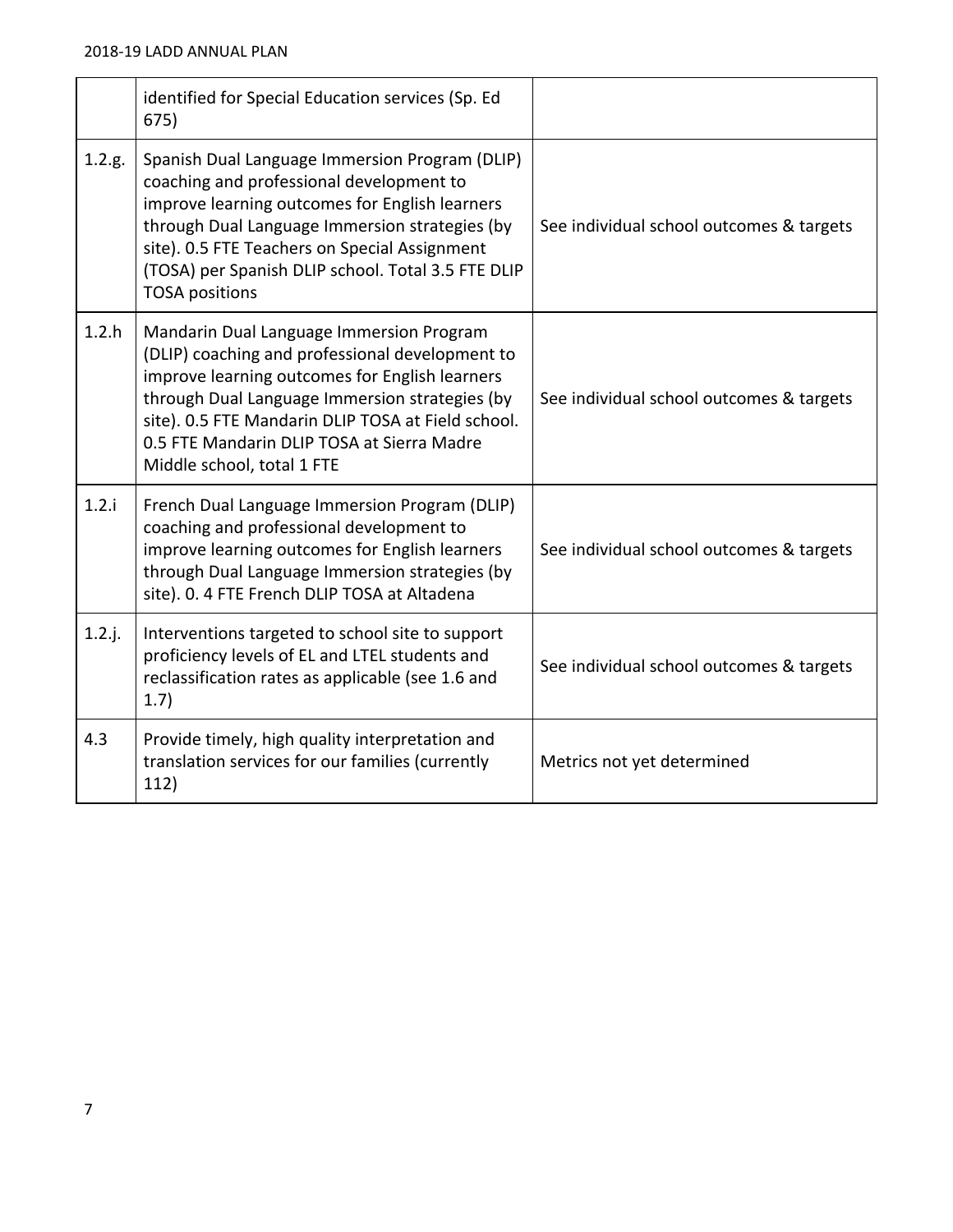| | | |
|---|---|---|
| | identified for Special Education services (Sp. Ed 675) | |
| 1.2.g. | Spanish Dual Language Immersion Program (DLIP) coaching and professional development to improve learning outcomes for English learners through Dual Language Immersion strategies (by site). 0.5 FTE Teachers on Special Assignment (TOSA) per Spanish DLIP school. Total 3.5 FTE DLIP TOSA positions | See individual school outcomes & targets |
| 1.2.h | Mandarin Dual Language Immersion Program (DLIP) coaching and professional development to improve learning outcomes for English learners through Dual Language Immersion strategies (by site). 0.5 FTE Mandarin DLIP TOSA at Field school. 0.5 FTE Mandarin DLIP TOSA at Sierra Madre Middle school, total 1 FTE | See individual school outcomes & targets |
| 1.2.i | French Dual Language Immersion Program (DLIP) coaching and professional development to improve learning outcomes for English learners through Dual Language Immersion strategies (by site). 0. 4 FTE French DLIP TOSA at Altadena | See individual school outcomes & targets |
| 1.2.j. | Interventions targeted to school site to support proficiency levels of EL and LTEL students and reclassification rates as applicable (see 1.6 and 1.7) | See individual school outcomes & targets |
| 4.3 | Provide timely, high quality interpretation and translation services for our families (currently 112) | Metrics not yet determined |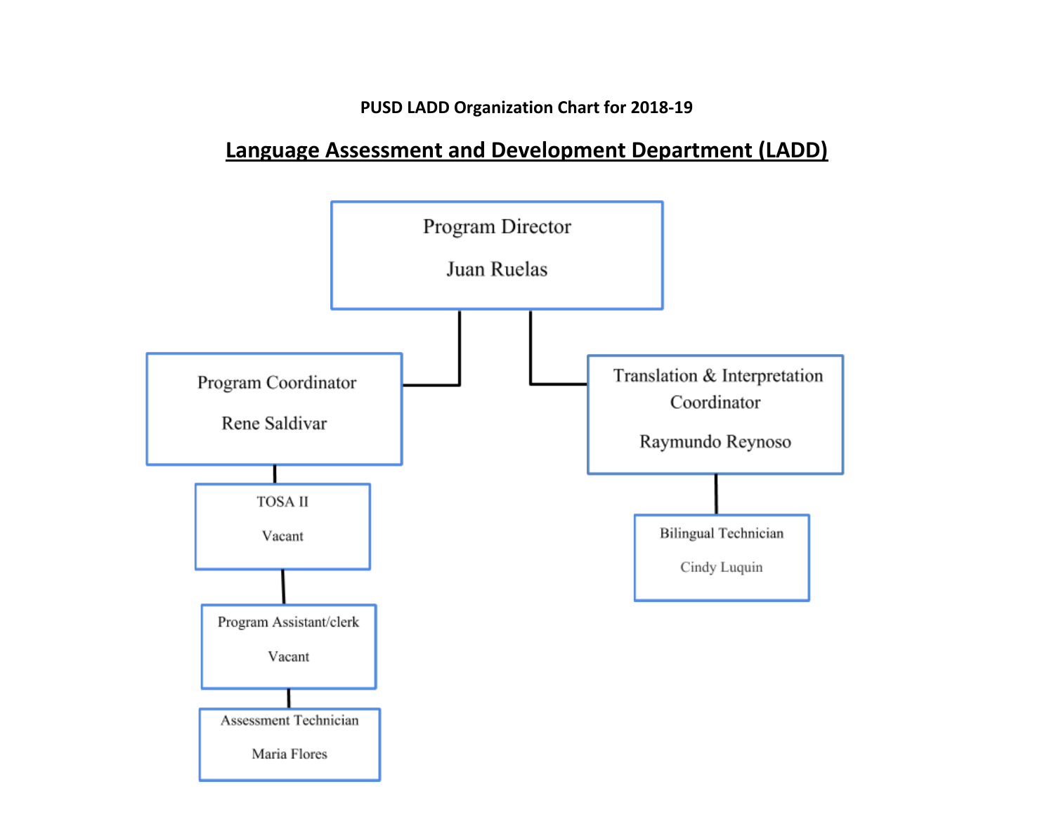**PUSD LADD Organization Chart for 2018-19**

## Language Assessment and Development Department (LADD)

- **Program Director** — Juan Ruelas
  - **Program Coordinator** — Rene Saldivar
    - **TOSA II** — Vacant
      - **Program Assistant/clerk** — Vacant
        - **Assessment Technician** — Maria Flores
  - **Translation & Interpretation Coordinator** — Raymundo Reynoso
    - **Bilingual Technician** — Cindy Luquin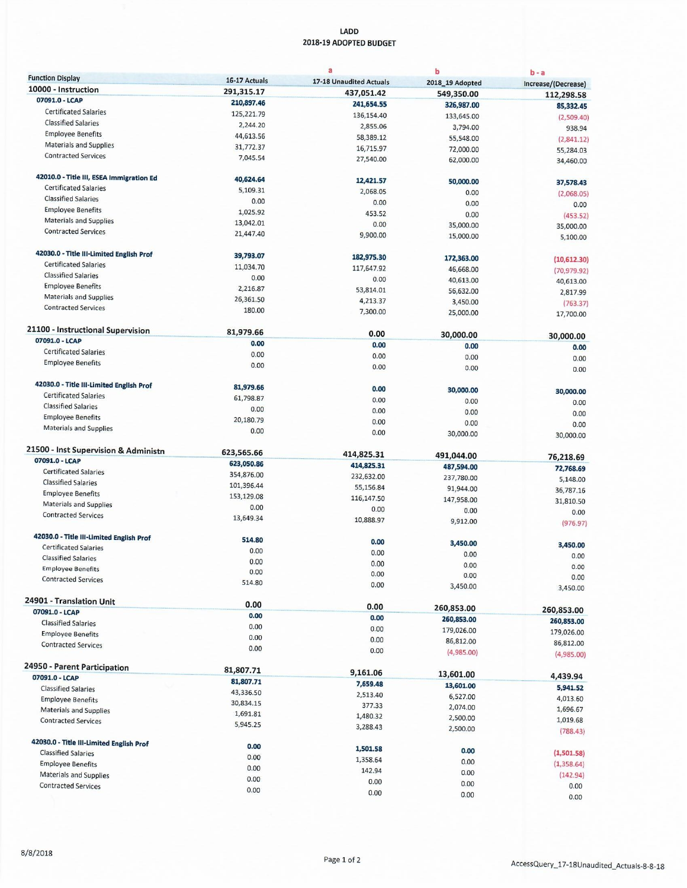LADD
2018-19 ADOPTED BUDGET

| Function Display | 16-17 Actuals | a<br>17-18 Unaudited Actuals | b<br>2018_19 Adopted | b - a<br>Increase/(Decrease) |
|---|---|---|---|---|
| **10000 - Instruction** | **291,315.17** | **437,051.42** | **549,350.00** | **112,298.58** |
| **07091.0 - LCAP** | **210,897.46** | **241,654.55** | **326,987.00** | **85,332.45** |
| Certificated Salaries | 125,221.79 | 136,154.40 | 133,645.00 | (2,509.40) |
| Classified Salaries | 2,244.20 | 2,855.06 | 3,794.00 | 938.94 |
| Employee Benefits | 44,613.56 | 58,389.12 | 55,548.00 | (2,841.12) |
| Materials and Supplies | 31,772.37 | 16,715.97 | 72,000.00 | 55,284.03 |
| Contracted Services | 7,045.54 | 27,540.00 | 62,000.00 | 34,460.00 |
| **42010.0 - Title III, ESEA Immigration Ed** | **40,624.64** | **12,421.57** | **50,000.00** | **37,578.43** |
| Certificated Salaries | 5,109.31 | 2,068.05 | 0.00 | (2,068.05) |
| Classified Salaries | 0.00 | 0.00 | 0.00 | 0.00 |
| Employee Benefits | 1,025.92 | 453.52 | 0.00 | (453.52) |
| Materials and Supplies | 13,042.01 | 0.00 | 35,000.00 | 35,000.00 |
| Contracted Services | 21,447.40 | 9,900.00 | 15,000.00 | 5,100.00 |
| **42030.0 - Title III-Limited English Prof** | **39,793.07** | **182,975.30** | **172,363.00** | **(10,612.30)** |
| Certificated Salaries | 11,034.70 | 117,647.92 | 46,668.00 | (70,979.92) |
| Classified Salaries | 0.00 | 0.00 | 40,613.00 | 40,613.00 |
| Employee Benefits | 2,216.87 | 53,814.01 | 56,632.00 | 2,817.99 |
| Materials and Supplies | 26,361.50 | 4,213.37 | 3,450.00 | (763.37) |
| Contracted Services | 180.00 | 7,300.00 | 25,000.00 | 17,700.00 |
| **21100 - Instructional Supervision** | **81,979.66** | **0.00** | **30,000.00** | **30,000.00** |
| **07091.0 - LCAP** | **0.00** | **0.00** | **0.00** | **0.00** |
| Certificated Salaries | 0.00 | 0.00 | 0.00 | 0.00 |
| Employee Benefits | 0.00 | 0.00 | 0.00 | 0.00 |
| **42030.0 - Title III-Limited English Prof** | **81,979.66** | **0.00** | **30,000.00** | **30,000.00** |
| Certificated Salaries | 61,798.87 | 0.00 | 0.00 | 0.00 |
| Classified Salaries | 0.00 | 0.00 | 0.00 | 0.00 |
| Employee Benefits | 20,180.79 | 0.00 | 0.00 | 0.00 |
| Materials and Supplies | 0.00 | 0.00 | 30,000.00 | 30,000.00 |
| **21500 - Inst Supervision & Administn** | **623,565.66** | **414,825.31** | **491,044.00** | **76,218.69** |
| **07091.0 - LCAP** | **623,050.86** | **414,825.31** | **487,594.00** | **72,768.69** |
| Certificated Salaries | 354,876.00 | 232,632.00 | 237,780.00 | 5,148.00 |
| Classified Salaries | 101,396.44 | 55,156.84 | 91,944.00 | 36,787.16 |
| Employee Benefits | 153,129.08 | 116,147.50 | 147,958.00 | 31,810.50 |
| Materials and Supplies | 0.00 | 0.00 | 0.00 | 0.00 |
| Contracted Services | 13,649.34 | 10,888.97 | 9,912.00 | (976.97) |
| **42030.0 - Title III-Limited English Prof** | **514.80** | **0.00** | **3,450.00** | **3,450.00** |
| Certificated Salaries | 0.00 | 0.00 | 0.00 | 0.00 |
| Classified Salaries | 0.00 | 0.00 | 0.00 | 0.00 |
| Employee Benefits | 0.00 | 0.00 | 0.00 | 0.00 |
| Contracted Services | 514.80 | 0.00 | 3,450.00 | 3,450.00 |
| **24901 - Translation Unit** | **0.00** | **0.00** | **260,853.00** | **260,853.00** |
| **07091.0 - LCAP** | **0.00** | **0.00** | **260,853.00** | **260,853.00** |
| Classified Salaries | 0.00 | 0.00 | 179,026.00 | 179,026.00 |
| Employee Benefits | 0.00 | 0.00 | 86,812.00 | 86,812.00 |
| Contracted Services | 0.00 | 0.00 | (4,985.00) | (4,985.00) |
| **24950 - Parent Participation** | **81,807.71** | **9,161.06** | **13,601.00** | **4,439.94** |
| **07091.0 - LCAP** | **81,807.71** | **7,659.48** | **13,601.00** | **5,941.52** |
| Classified Salaries | 43,336.50 | 2,513.40 | 6,527.00 | 4,013.60 |
| Employee Benefits | 30,834.15 | 377.33 | 2,074.00 | 1,696.67 |
| Materials and Supplies | 1,691.81 | 1,480.32 | 2,500.00 | 1,019.68 |
| Contracted Services | 5,945.25 | 3,288.43 | 2,500.00 | (788.43) |
| **42030.0 - Title III-Limited English Prof** | **0.00** | **1,501.58** | **0.00** | **(1,501.58)** |
| Classified Salaries | 0.00 | 1,358.64 | 0.00 | (1,358.64) |
| Employee Benefits | 0.00 | 142.94 | 0.00 | (142.94) |
| Materials and Supplies | 0.00 | 0.00 | 0.00 | 0.00 |
| Contracted Services | 0.00 | 0.00 | 0.00 | 0.00 |

8/8/2018

AccessQuery_17-18Unaudited_Actuals-8-8-18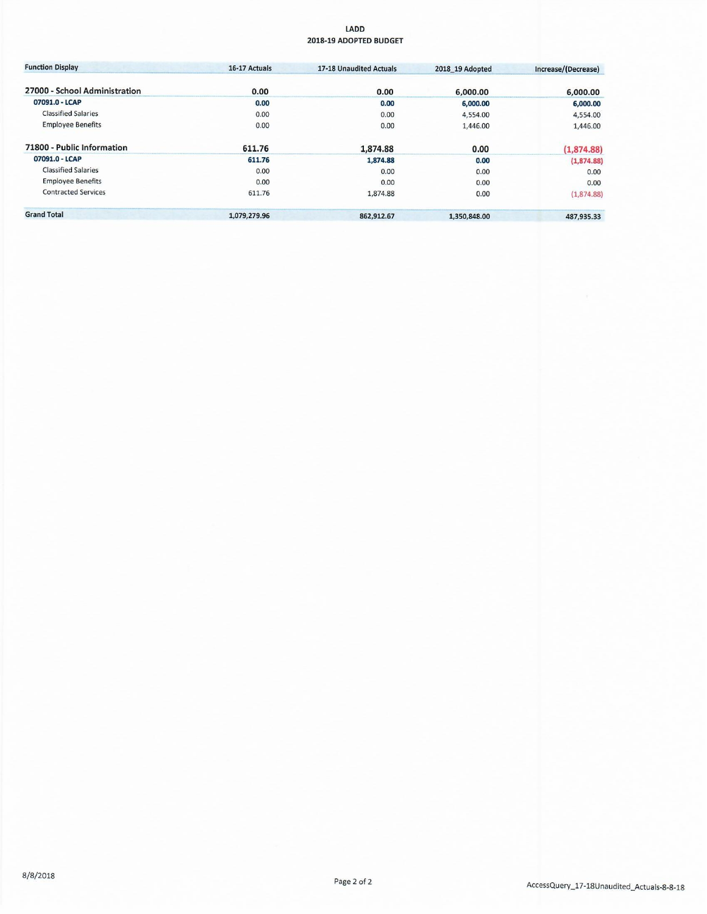**LADD**
**2018-19 ADOPTED BUDGET**

| Function Display | 16-17 Actuals | 17-18 Unaudited Actuals | 2018_19 Adopted | Increase/(Decrease) |
|---|---|---|---|---|
| **27000 - School Administration** | **0.00** | **0.00** | **6,000.00** | **6,000.00** |
| **07091.0 - LCAP** | **0.00** | **0.00** | **6,000.00** | **6,000.00** |
| Classified Salaries | 0.00 | 0.00 | 4,554.00 | 4,554.00 |
| Employee Benefits | 0.00 | 0.00 | 1,446.00 | 1,446.00 |
| **71800 - Public Information** | **611.76** | **1,874.88** | **0.00** | **(1,874.88)** |
| **07091.0 - LCAP** | **611.76** | **1,874.88** | **0.00** | **(1,874.88)** |
| Classified Salaries | 0.00 | 0.00 | 0.00 | 0.00 |
| Employee Benefits | 0.00 | 0.00 | 0.00 | 0.00 |
| Contracted Services | 611.76 | 1,874.88 | 0.00 | (1,874.88) |
| **Grand Total** | 1,079,279.96 | 862,912.67 | 1,350,848.00 | 487,935.33 |

8/8/2018

AccessQuery_17-18Unaudited_Actuals-8-8-18